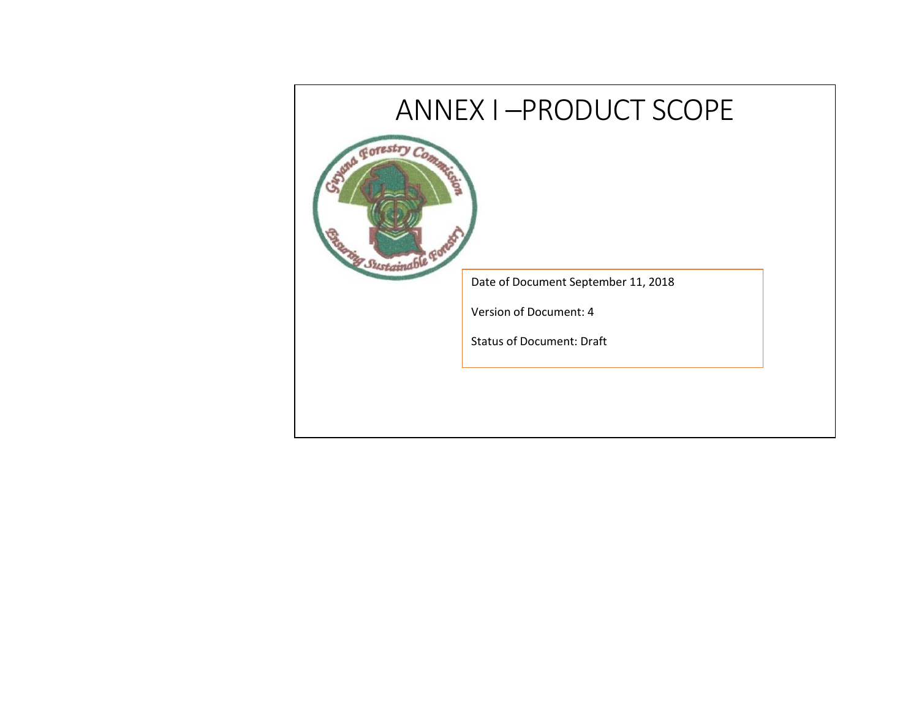# ANNEX I –PRODUCT SCOPE

Date of Document September 11, 2018

Version of Document: 4

Status of Document: Draft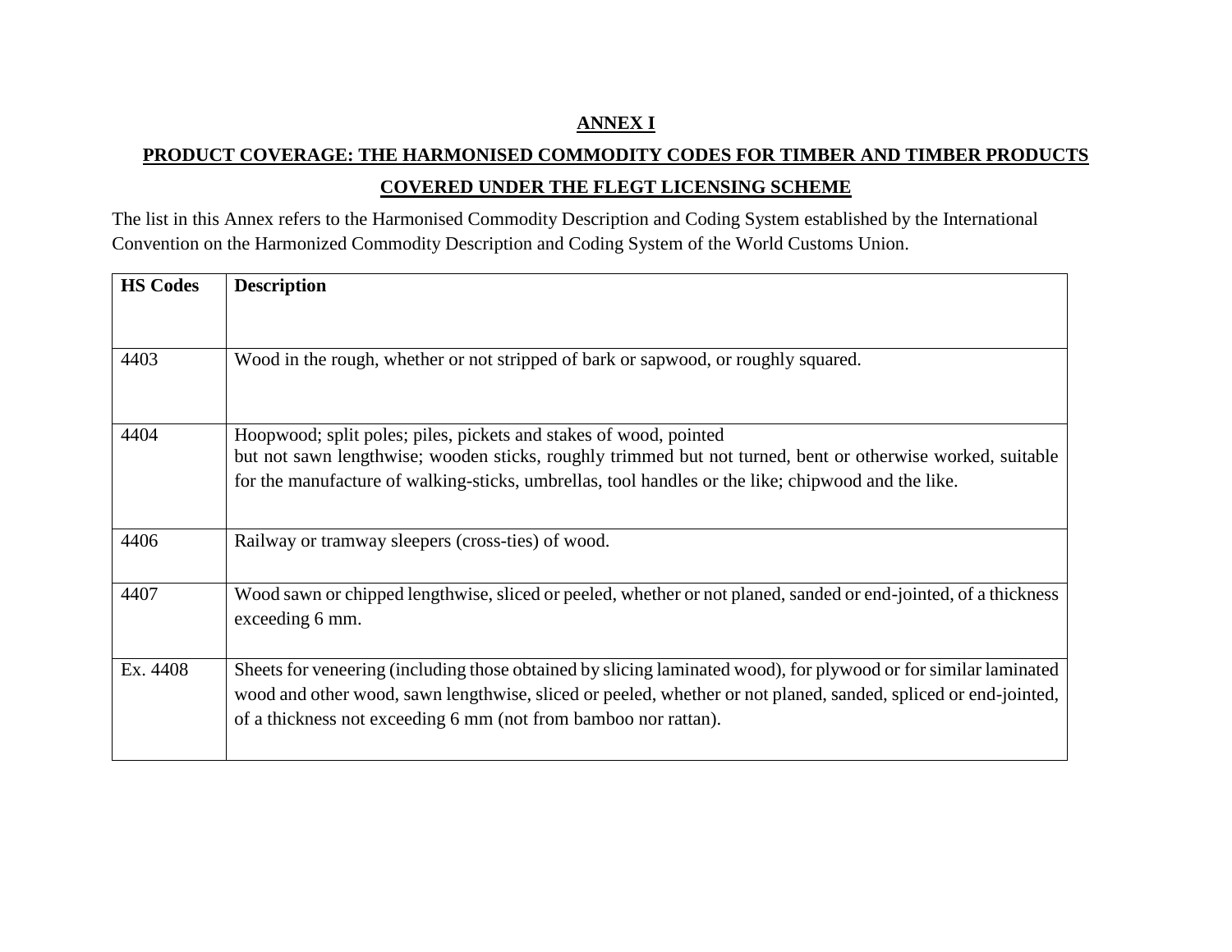**ANNEX I**

**PRODUCT COVERAGE: THE HARMONISED COMMODITY CODES FOR TIMBER AND TIMBER PRODUCTS COVERED UNDER THE FLEGT LICENSING SCHEME**

The list in this Annex refers to the Harmonised Commodity Description and Coding System established by the International Convention on the Harmonized Commodity Description and Coding System of the World Customs Union.

| HS Codes | Description |
|---|---|
| 4403 | Wood in the rough, whether or not stripped of bark or sapwood, or roughly squared. |
| 4404 | Hoopwood; split poles; piles, pickets and stakes of wood, pointed but not sawn lengthwise; wooden sticks, roughly trimmed but not turned, bent or otherwise worked, suitable for the manufacture of walking-sticks, umbrellas, tool handles or the like; chipwood and the like. |
| 4406 | Railway or tramway sleepers (cross-ties) of wood. |
| 4407 | Wood sawn or chipped lengthwise, sliced or peeled, whether or not planed, sanded or end-jointed, of a thickness exceeding 6 mm. |
| Ex. 4408 | Sheets for veneering (including those obtained by slicing laminated wood), for plywood or for similar laminated wood and other wood, sawn lengthwise, sliced or peeled, whether or not planed, sanded, spliced or end-jointed, of a thickness not exceeding 6 mm (not from bamboo nor rattan). |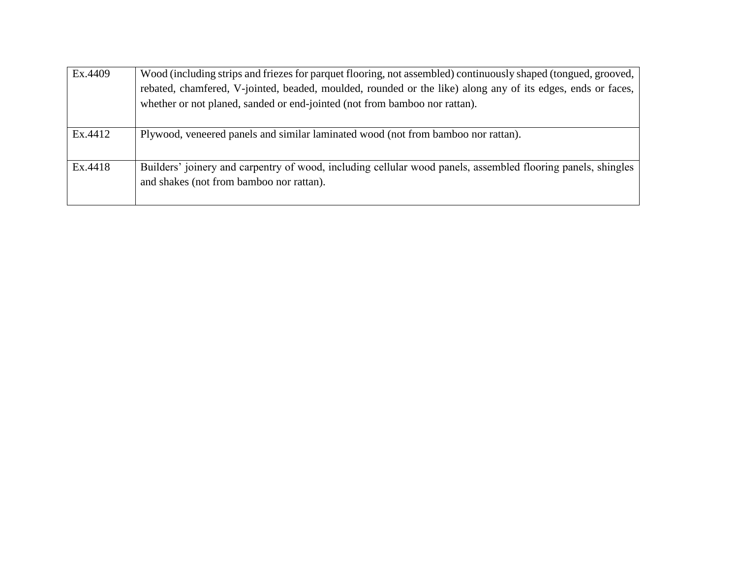| | |
|---|---|
| Ex.4409 | Wood (including strips and friezes for parquet flooring, not assembled) continuously shaped (tongued, grooved, rebated, chamfered, V-jointed, beaded, moulded, rounded or the like) along any of its edges, ends or faces, whether or not planed, sanded or end-jointed (not from bamboo nor rattan). |
| Ex.4412 | Plywood, veneered panels and similar laminated wood (not from bamboo nor rattan). |
| Ex.4418 | Builders' joinery and carpentry of wood, including cellular wood panels, assembled flooring panels, shingles and shakes (not from bamboo nor rattan). |